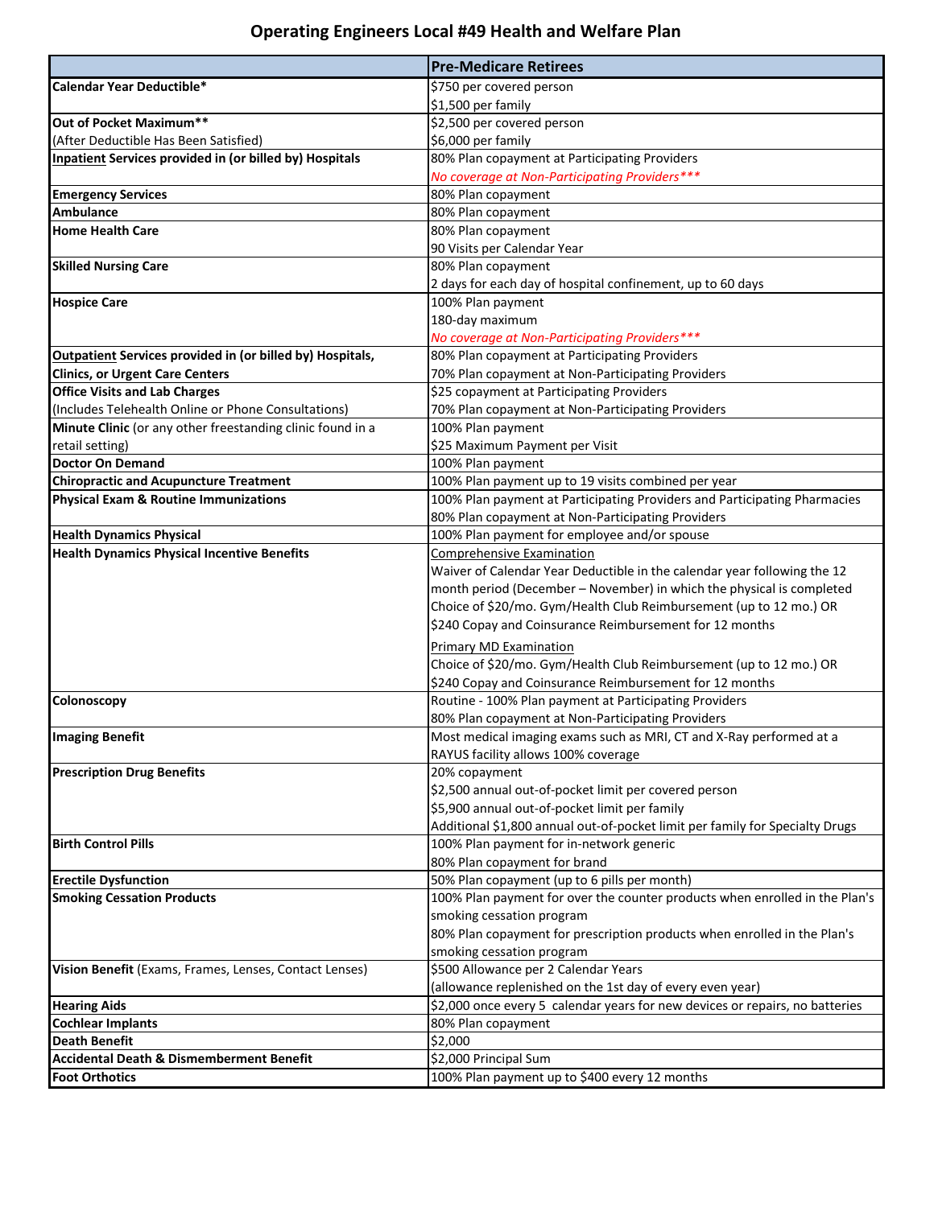# Operating Engineers Local #49 Health and Welfare Plan

| | Pre-Medicare Retirees |
|---|---|
| **Calendar Year Deductible*** | $750 per covered person<br>$1,500 per family |
| **Out of Pocket Maximum****<br>(After Deductible Has Been Satisfied) | $2,500 per covered person<br>$6,000 per family |
| **Inpatient Services provided in (or billed by) Hospitals** | 80% Plan copayment at Participating Providers<br>*No coverage at Non-Participating Providers**** |
| **Emergency Services** | 80% Plan copayment |
| **Ambulance** | 80% Plan copayment |
| **Home Health Care** | 80% Plan copayment<br>90 Visits per Calendar Year |
| **Skilled Nursing Care** | 80% Plan copayment<br>2 days for each day of hospital confinement, up to 60 days |
| **Hospice Care** | 100% Plan payment<br>180-day maximum<br>*No coverage at Non-Participating Providers**** |
| **Outpatient Services provided in (or billed by) Hospitals, Clinics, or Urgent Care Centers** | 80% Plan copayment at Participating Providers<br>70% Plan copayment at Non-Participating Providers |
| **Office Visits and Lab Charges**<br>(Includes Telehealth Online or Phone Consultations) | $25 copayment at Participating Providers<br>70% Plan copayment at Non-Participating Providers |
| **Minute Clinic** (or any other freestanding clinic found in a retail setting) | 100% Plan payment<br>$25 Maximum Payment per Visit |
| **Doctor On Demand** | 100% Plan payment |
| **Chiropractic and Acupuncture Treatment** | 100% Plan payment up to 19 visits combined per year |
| **Physical Exam & Routine Immunizations** | 100% Plan payment at Participating Providers and Participating Pharmacies<br>80% Plan copayment at Non-Participating Providers |
| **Health Dynamics Physical** | 100% Plan payment for employee and/or spouse |
| **Health Dynamics Physical Incentive Benefits** | Comprehensive Examination<br>Waiver of Calendar Year Deductible in the calendar year following the 12 month period (December – November) in which the physical is completed<br>Choice of $20/mo. Gym/Health Club Reimbursement (up to 12 mo.) OR<br>$240 Copay and Coinsurance Reimbursement for 12 months<br>Primary MD Examination<br>Choice of $20/mo. Gym/Health Club Reimbursement (up to 12 mo.) OR<br>$240 Copay and Coinsurance Reimbursement for 12 months |
| **Colonoscopy** | Routine - 100% Plan payment at Participating Providers<br>80% Plan copayment at Non-Participating Providers |
| **Imaging Benefit** | Most medical imaging exams such as MRI, CT and X-Ray performed at a RAYUS facility allows 100% coverage |
| **Prescription Drug Benefits** | 20% copayment<br>$2,500 annual out-of-pocket limit per covered person<br>$5,900 annual out-of-pocket limit per family<br>Additional $1,800 annual out-of-pocket limit per family for Specialty Drugs |
| **Birth Control Pills** | 100% Plan payment for in-network generic<br>80% Plan copayment for brand |
| **Erectile Dysfunction** | 50% Plan copayment (up to 6 pills per month) |
| **Smoking Cessation Products** | 100% Plan payment for over the counter products when enrolled in the Plan's smoking cessation program<br>80% Plan copayment for prescription products when enrolled in the Plan's smoking cessation program |
| **Vision Benefit** (Exams, Frames, Lenses, Contact Lenses) | $500 Allowance per 2 Calendar Years<br>(allowance replenished on the 1st day of every even year) |
| **Hearing Aids** | $2,000 once every 5 calendar years for new devices or repairs, no batteries |
| **Cochlear Implants** | 80% Plan copayment |
| **Death Benefit** | $2,000 |
| **Accidental Death & Dismemberment Benefit** | $2,000 Principal Sum |
| **Foot Orthotics** | 100% Plan payment up to $400 every 12 months |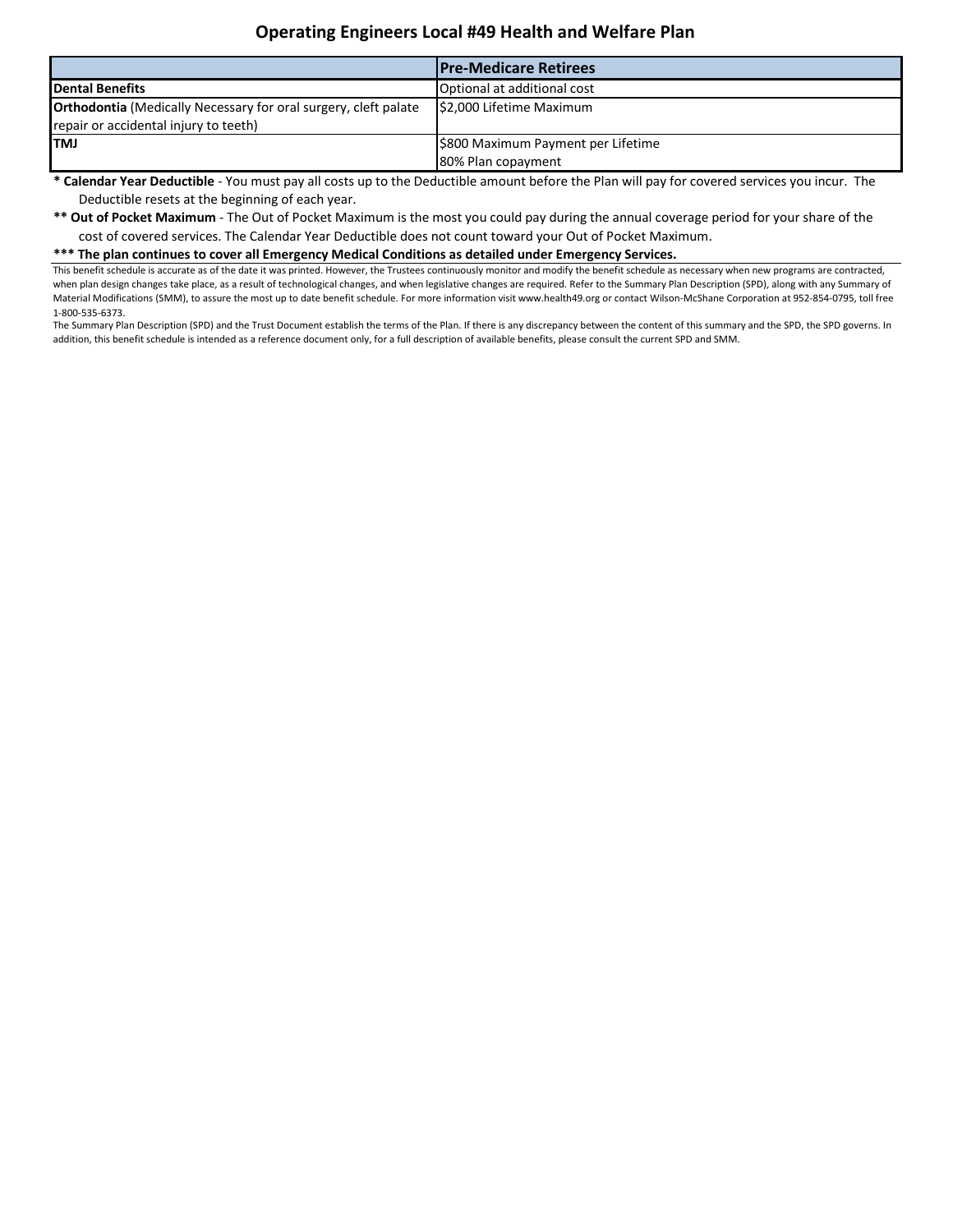# Operating Engineers Local #49 Health and Welfare Plan

| | **Pre-Medicare Retirees** |
|---|---|
| **Dental Benefits** | Optional at additional cost |
| **Orthodontia** (Medically Necessary for oral surgery, cleft palate repair or accidental injury to teeth) | $2,000 Lifetime Maximum |
| **TMJ** | $800 Maximum Payment per Lifetime<br>80% Plan copayment |

**\* Calendar Year Deductible** - You must pay all costs up to the Deductible amount before the Plan will pay for covered services you incur. The Deductible resets at the beginning of each year.

**\*\* Out of Pocket Maximum** - The Out of Pocket Maximum is the most you could pay during the annual coverage period for your share of the cost of covered services. The Calendar Year Deductible does not count toward your Out of Pocket Maximum.

**\*\*\* The plan continues to cover all Emergency Medical Conditions as detailed under Emergency Services.**

This benefit schedule is accurate as of the date it was printed. However, the Trustees continuously monitor and modify the benefit schedule as necessary when new programs are contracted, when plan design changes take place, as a result of technological changes, and when legislative changes are required. Refer to the Summary Plan Description (SPD), along with any Summary of Material Modifications (SMM), to assure the most up to date benefit schedule. For more information visit www.health49.org or contact Wilson-McShane Corporation at 952-854-0795, toll free 1-800-535-6373.

The Summary Plan Description (SPD) and the Trust Document establish the terms of the Plan. If there is any discrepancy between the content of this summary and the SPD, the SPD governs. In addition, this benefit schedule is intended as a reference document only, for a full description of available benefits, please consult the current SPD and SMM.